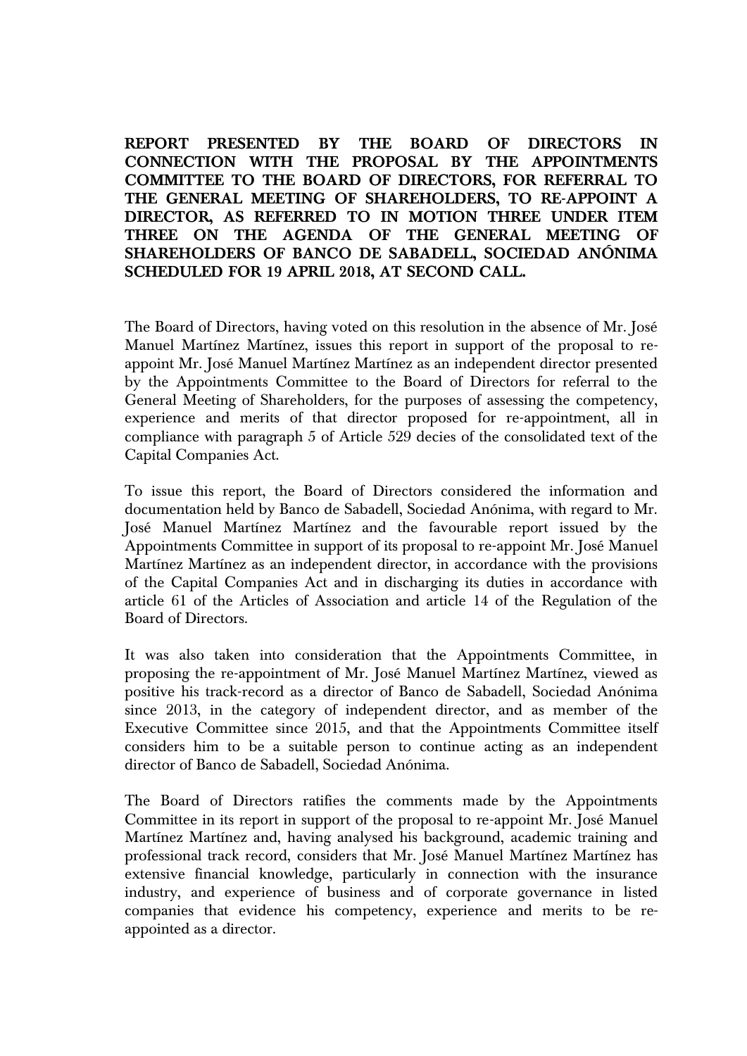**REPORT PRESENTED BY THE BOARD OF DIRECTORS IN CONNECTION WITH THE PROPOSAL BY THE APPOINTMENTS COMMITTEE TO THE BOARD OF DIRECTORS, FOR REFERRAL TO THE GENERAL MEETING OF SHAREHOLDERS, TO RE-APPOINT A DIRECTOR, AS REFERRED TO IN MOTION THREE UNDER ITEM THREE ON THE AGENDA OF THE GENERAL MEETING OF SHAREHOLDERS OF BANCO DE SABADELL, SOCIEDAD ANÓNIMA SCHEDULED FOR 19 APRIL 2018, AT SECOND CALL.**

The Board of Directors, having voted on this resolution in the absence of Mr. José Manuel Martínez Martínez, issues this report in support of the proposal to re-appoint Mr. José Manuel Martínez Martínez as an independent director presented by the Appointments Committee to the Board of Directors for referral to the General Meeting of Shareholders, for the purposes of assessing the competency, experience and merits of that director proposed for re-appointment, all in compliance with paragraph 5 of Article 529 decies of the consolidated text of the Capital Companies Act.

To issue this report, the Board of Directors considered the information and documentation held by Banco de Sabadell, Sociedad Anónima, with regard to Mr. José Manuel Martínez Martínez and the favourable report issued by the Appointments Committee in support of its proposal to re-appoint Mr. José Manuel Martínez Martínez as an independent director, in accordance with the provisions of the Capital Companies Act and in discharging its duties in accordance with article 61 of the Articles of Association and article 14 of the Regulation of the Board of Directors.

It was also taken into consideration that the Appointments Committee, in proposing the re-appointment of Mr. José Manuel Martínez Martínez, viewed as positive his track-record as a director of Banco de Sabadell, Sociedad Anónima since 2013, in the category of independent director, and as member of the Executive Committee since 2015, and that the Appointments Committee itself considers him to be a suitable person to continue acting as an independent director of Banco de Sabadell, Sociedad Anónima.

The Board of Directors ratifies the comments made by the Appointments Committee in its report in support of the proposal to re-appoint Mr. José Manuel Martínez Martínez and, having analysed his background, academic training and professional track record, considers that Mr. José Manuel Martínez Martínez has extensive financial knowledge, particularly in connection with the insurance industry, and experience of business and of corporate governance in listed companies that evidence his competency, experience and merits to be re-appointed as a director.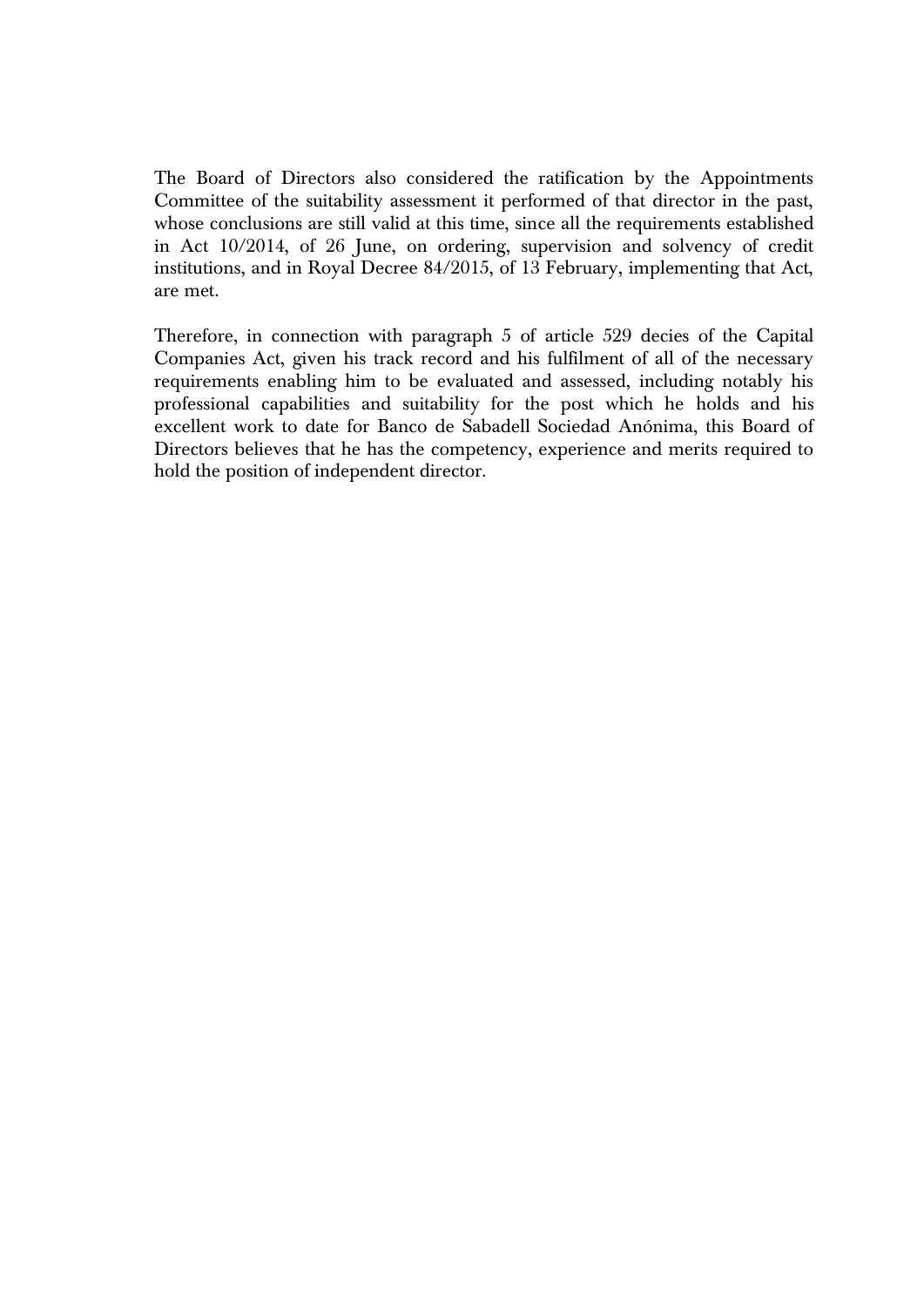The Board of Directors also considered the ratification by the Appointments Committee of the suitability assessment it performed of that director in the past, whose conclusions are still valid at this time, since all the requirements established in Act 10/2014, of 26 June, on ordering, supervision and solvency of credit institutions, and in Royal Decree 84/2015, of 13 February, implementing that Act, are met.

Therefore, in connection with paragraph 5 of article 529 decies of the Capital Companies Act, given his track record and his fulfilment of all of the necessary requirements enabling him to be evaluated and assessed, including notably his professional capabilities and suitability for the post which he holds and his excellent work to date for Banco de Sabadell Sociedad Anónima, this Board of Directors believes that he has the competency, experience and merits required to hold the position of independent director.